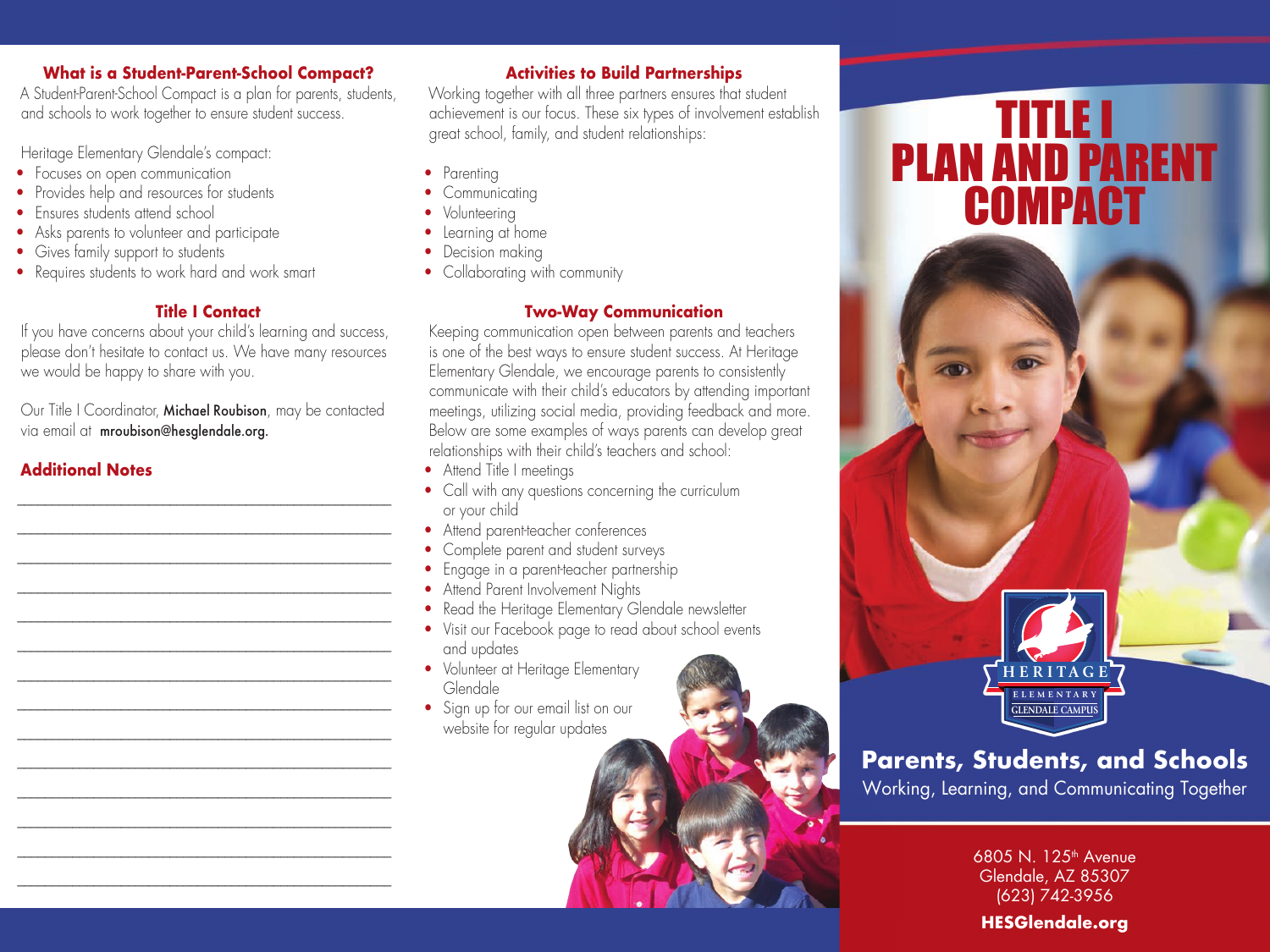### What is a Student-Parent-School Compact?

A Student-Parent-School Compact is a plan for parents, students, and schools to work together to ensure student success.

Heritage Elementary Glendale's compact:

- Focuses on open communication
- Provides help and resources for students
- Ensures students attend school
- Asks parents to volunteer and participate
- Gives family support to students
- Requires students to work hard and work smart

### Title I Contact

If you have concerns about your child's learning and success, please don't hesitate to contact us. We have many resources we would be happy to share with you.

Our Title I Coordinator, **Michael Roubison**, may be contacted via email at **mroubison@hesglendale.org.**

### Additional Notes

_______________________________________________

_______________________________________________

_______________________________________________

_______________________________________________

_______________________________________________

_______________________________________________

_______________________________________________

_______________________________________________

_______________________________________________

_______________________________________________

_______________________________________________

_______________________________________________

_______________________________________________

_______________________________________________

### Activities to Build Partnerships

Working together with all three partners ensures that student achievement is our focus. These six types of involvement establish great school, family, and student relationships:

- Parenting
- Communicating
- Volunteering
- Learning at home
- Decision making
- Collaborating with community

### Two-Way Communication

Keeping communication open between parents and teachers is one of the best ways to ensure student success. At Heritage Elementary Glendale, we encourage parents to consistently communicate with their child's educators by attending important meetings, utilizing social media, providing feedback and more. Below are some examples of ways parents can develop great relationships with their child's teachers and school:

- Attend Title I meetings
- Call with any questions concerning the curriculum or your child
- Attend parent-teacher conferences
- Complete parent and student surveys
- Engage in a parent-teacher partnership
- Attend Parent Involvement Nights
- Read the Heritage Elementary Glendale newsletter
- Visit our Facebook page to read about school events and updates
- Volunteer at Heritage Elementary Glendale
- Sign up for our email list on our website for regular updates

# TITLE I PLAN AND PARENT COMPACT

HERITAGE ELEMENTARY GLENDALE CAMPUS

## Parents, Students, and Schools

Working, Learning, and Communicating Together

6805 N. 125th Avenue
Glendale, AZ 85307
(623) 742-3956

**HESGlendale.org**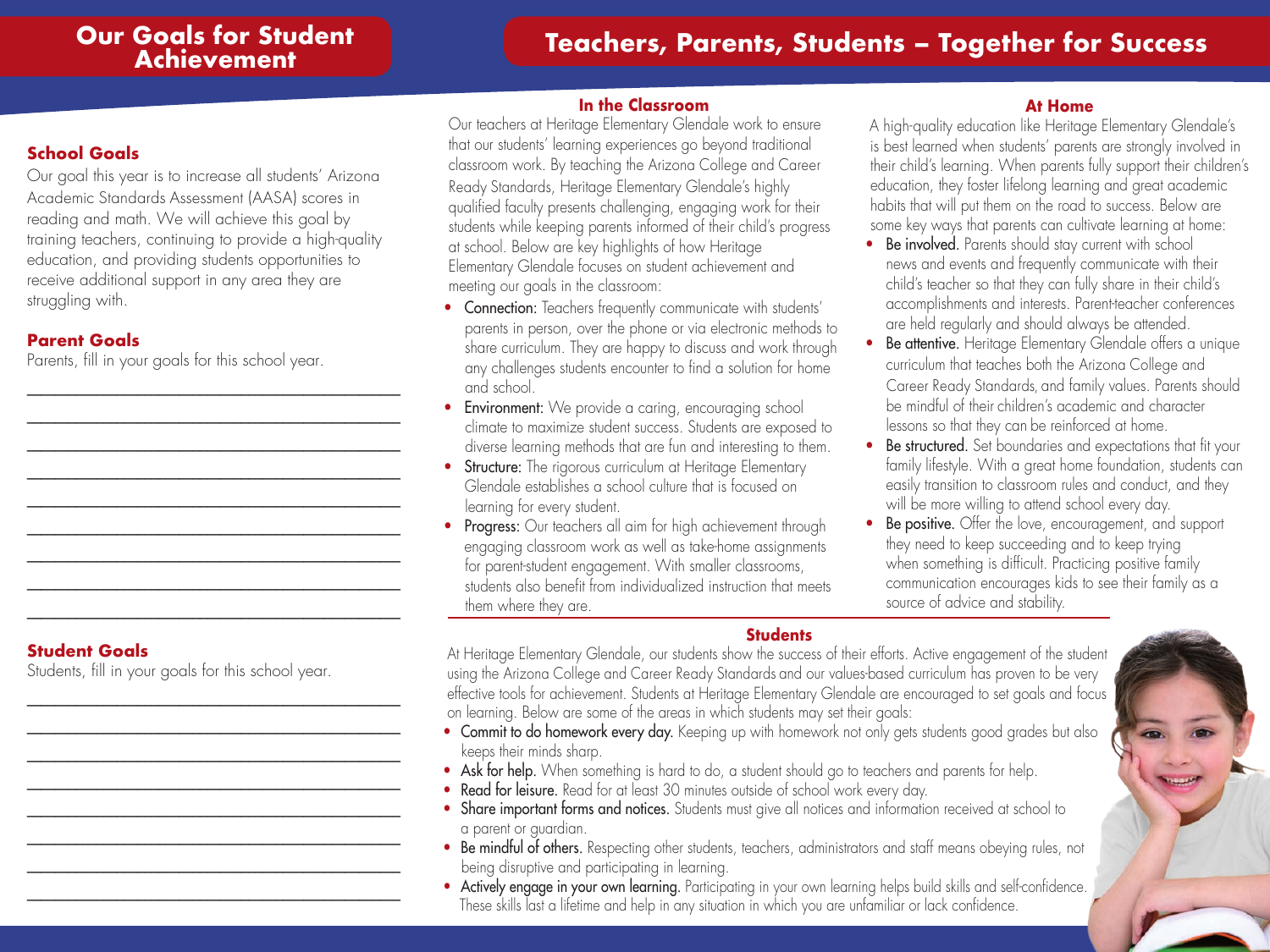# Our Goals for Student Achievement

## School Goals

Our goal this year is to increase all students' Arizona Academic Standards Assessment (AASA) scores in reading and math. We will achieve this goal by training teachers, continuing to provide a high-quality education, and providing students opportunities to receive additional support in any area they are struggling with.

## Parent Goals

Parents, fill in your goals for this school year.

______________________________________

______________________________________

______________________________________

______________________________________

______________________________________

______________________________________

______________________________________

______________________________________

______________________________________

## Student Goals

Students, fill in your goals for this school year.

______________________________________

______________________________________

______________________________________

______________________________________

______________________________________

______________________________________

______________________________________

______________________________________

# Teachers, Parents, Students – Together for Success

## In the Classroom

Our teachers at Heritage Elementary Glendale work to ensure that our students' learning experiences go beyond traditional classroom work. By teaching the Arizona College and Career Ready Standards, Heritage Elementary Glendale's highly qualified faculty presents challenging, engaging work for their students while keeping parents informed of their child's progress at school. Below are key highlights of how Heritage Elementary Glendale focuses on student achievement and meeting our goals in the classroom:

- **Connection:** Teachers frequently communicate with students' parents in person, over the phone or via electronic methods to share curriculum. They are happy to discuss and work through any challenges students encounter to find a solution for home and school.
- **Environment:** We provide a caring, encouraging school climate to maximize student success. Students are exposed to diverse learning methods that are fun and interesting to them.
- **Structure:** The rigorous curriculum at Heritage Elementary Glendale establishes a school culture that is focused on learning for every student.
- **Progress:** Our teachers all aim for high achievement through engaging classroom work as well as take-home assignments for parent-student engagement. With smaller classrooms, students also benefit from individualized instruction that meets them where they are.

## At Home

A high-quality education like Heritage Elementary Glendale's is best learned when students' parents are strongly involved in their child's learning. When parents fully support their children's education, they foster lifelong learning and great academic habits that will put them on the road to success. Below are some key ways that parents can cultivate learning at home:

- **Be involved.** Parents should stay current with school news and events and frequently communicate with their child's teacher so that they can fully share in their child's accomplishments and interests. Parent-teacher conferences are held regularly and should always be attended.
- **Be attentive.** Heritage Elementary Glendale offers a unique curriculum that teaches both the Arizona College and Career Ready Standards, and family values. Parents should be mindful of their children's academic and character lessons so that they can be reinforced at home.
- **Be structured.** Set boundaries and expectations that fit your family lifestyle. With a great home foundation, students can easily transition to classroom rules and conduct, and they will be more willing to attend school every day.
- **Be positive.** Offer the love, encouragement, and support they need to keep succeeding and to keep trying when something is difficult. Practicing positive family communication encourages kids to see their family as a source of advice and stability.

## Students

At Heritage Elementary Glendale, our students show the success of their efforts. Active engagement of the student using the Arizona College and Career Ready Standards and our values-based curriculum has proven to be very effective tools for achievement. Students at Heritage Elementary Glendale are encouraged to set goals and focus on learning. Below are some of the areas in which students may set their goals:

- **Commit to do homework every day.** Keeping up with homework not only gets students good grades but also keeps their minds sharp.
- **Ask for help.** When something is hard to do, a student should go to teachers and parents for help.
- **Read for leisure.** Read for at least 30 minutes outside of school work every day.
- **Share important forms and notices.** Students must give all notices and information received at school to a parent or guardian.
- **Be mindful of others.** Respecting other students, teachers, administrators and staff means obeying rules, not being disruptive and participating in learning.
- **Actively engage in your own learning.** Participating in your own learning helps build skills and self-confidence. These skills last a lifetime and help in any situation in which you are unfamiliar or lack confidence.